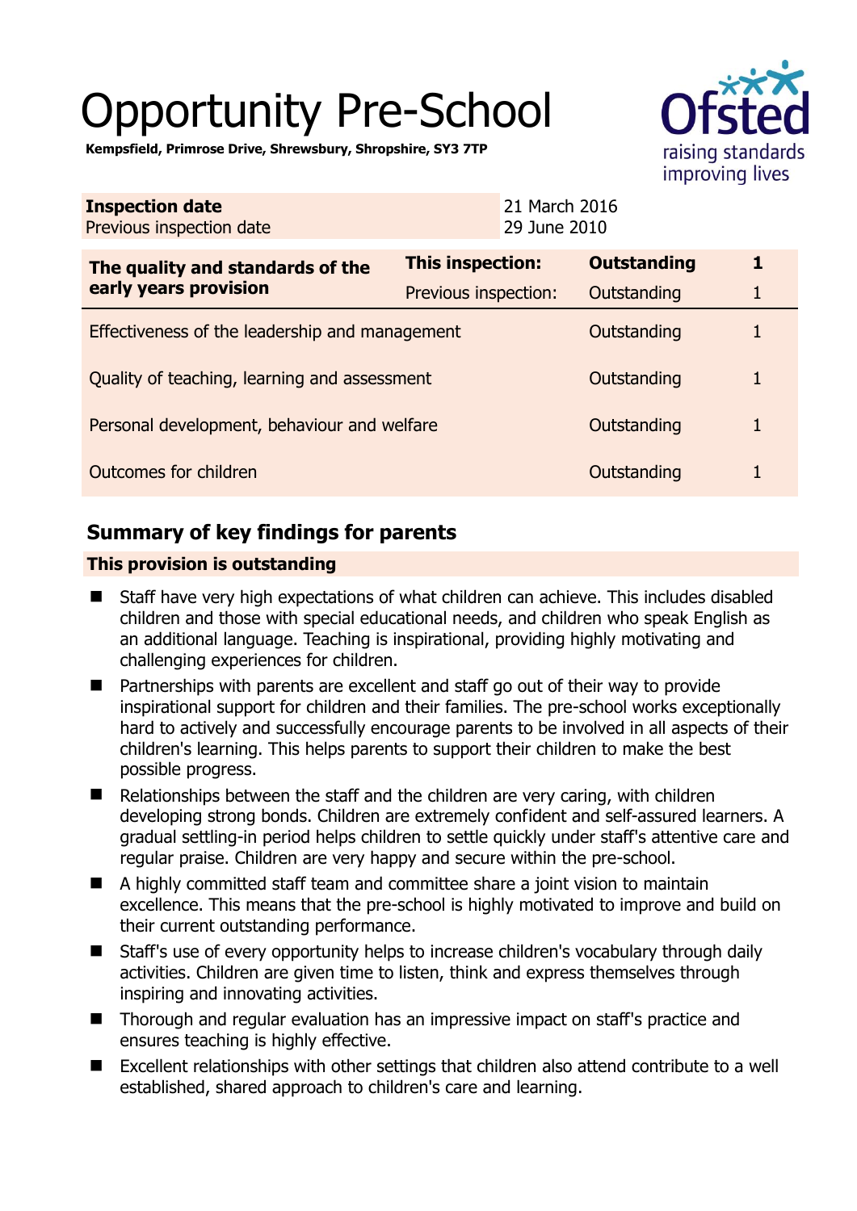# Opportunity Pre-School

**Kempsfield, Primrose Drive, Shrewsbury, Shropshire, SY3 7TP**

| | |
|---|---|
| **Inspection date** | 21 March 2016 |
| Previous inspection date | 29 June 2010 |

| The quality and standards of the early years provision | | | |
|---|---|---|---|
| | **This inspection:** | **Outstanding** | **1** |
| | Previous inspection: | Outstanding | 1 |
| Effectiveness of the leadership and management | | Outstanding | 1 |
| Quality of teaching, learning and assessment | | Outstanding | 1 |
| Personal development, behaviour and welfare | | Outstanding | 1 |
| Outcomes for children | | Outstanding | 1 |

## Summary of key findings for parents

**This provision is outstanding**

- Staff have very high expectations of what children can achieve. This includes disabled children and those with special educational needs, and children who speak English as an additional language. Teaching is inspirational, providing highly motivating and challenging experiences for children.
- Partnerships with parents are excellent and staff go out of their way to provide inspirational support for children and their families. The pre-school works exceptionally hard to actively and successfully encourage parents to be involved in all aspects of their children's learning. This helps parents to support their children to make the best possible progress.
- Relationships between the staff and the children are very caring, with children developing strong bonds. Children are extremely confident and self-assured learners. A gradual settling-in period helps children to settle quickly under staff's attentive care and regular praise. Children are very happy and secure within the pre-school.
- A highly committed staff team and committee share a joint vision to maintain excellence. This means that the pre-school is highly motivated to improve and build on their current outstanding performance.
- Staff's use of every opportunity helps to increase children's vocabulary through daily activities. Children are given time to listen, think and express themselves through inspiring and innovating activities.
- Thorough and regular evaluation has an impressive impact on staff's practice and ensures teaching is highly effective.
- Excellent relationships with other settings that children also attend contribute to a well established, shared approach to children's care and learning.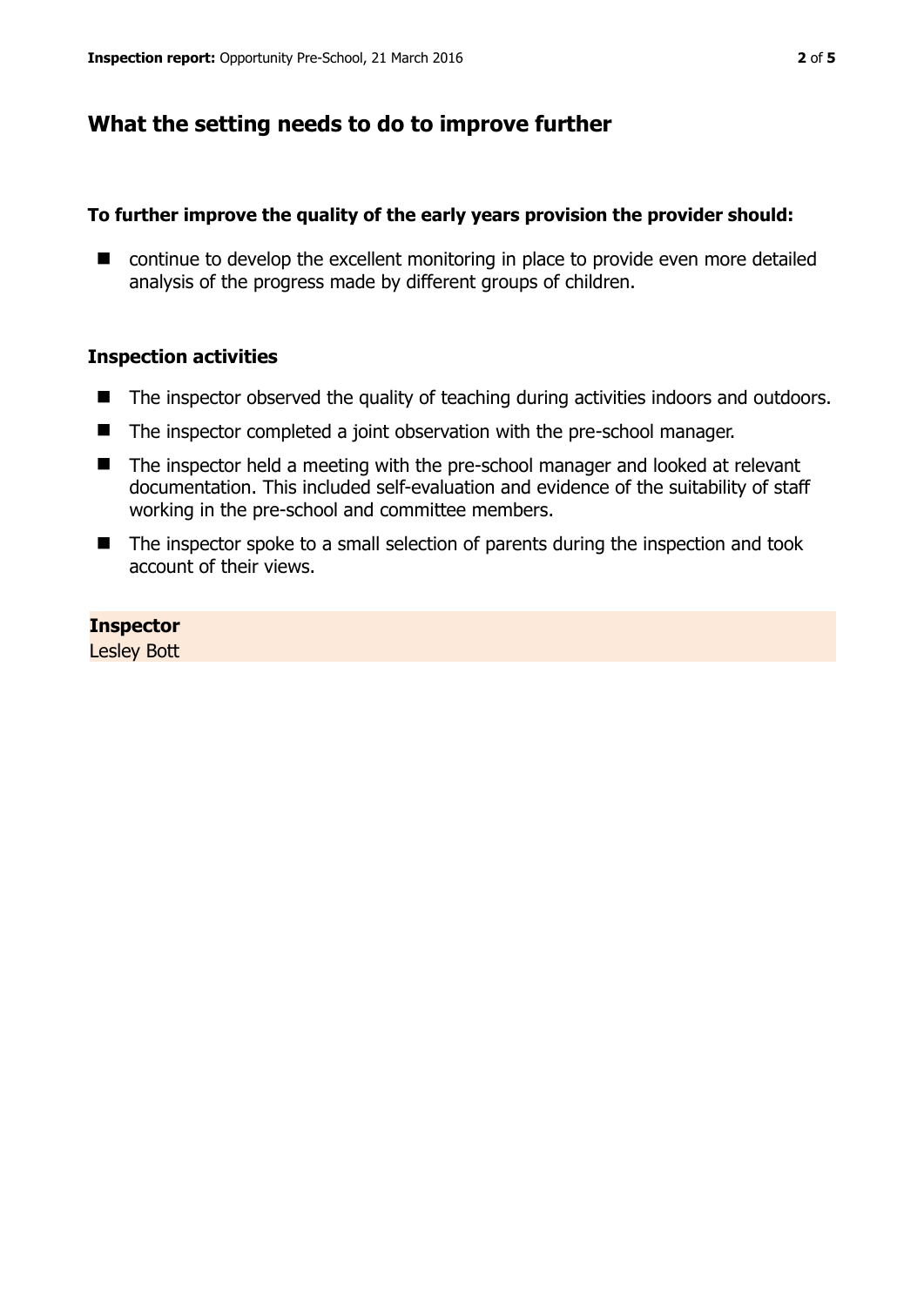## What the setting needs to do to improve further

**To further improve the quality of the early years provision the provider should:**

- continue to develop the excellent monitoring in place to provide even more detailed analysis of the progress made by different groups of children.

### Inspection activities

- The inspector observed the quality of teaching during activities indoors and outdoors.
- The inspector completed a joint observation with the pre-school manager.
- The inspector held a meeting with the pre-school manager and looked at relevant documentation. This included self-evaluation and evidence of the suitability of staff working in the pre-school and committee members.
- The inspector spoke to a small selection of parents during the inspection and took account of their views.

**Inspector**
Lesley Bott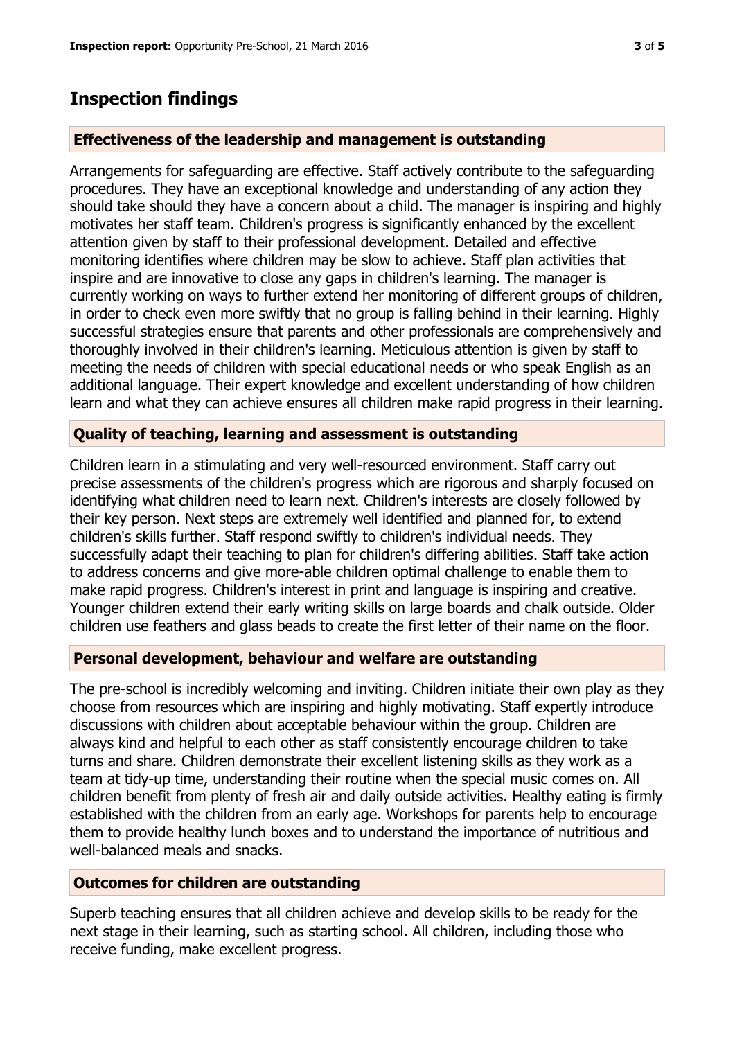# Inspection findings

### Effectiveness of the leadership and management is outstanding

Arrangements for safeguarding are effective. Staff actively contribute to the safeguarding procedures. They have an exceptional knowledge and understanding of any action they should take should they have a concern about a child. The manager is inspiring and highly motivates her staff team. Children's progress is significantly enhanced by the excellent attention given by staff to their professional development. Detailed and effective monitoring identifies where children may be slow to achieve. Staff plan activities that inspire and are innovative to close any gaps in children's learning. The manager is currently working on ways to further extend her monitoring of different groups of children, in order to check even more swiftly that no group is falling behind in their learning. Highly successful strategies ensure that parents and other professionals are comprehensively and thoroughly involved in their children's learning. Meticulous attention is given by staff to meeting the needs of children with special educational needs or who speak English as an additional language. Their expert knowledge and excellent understanding of how children learn and what they can achieve ensures all children make rapid progress in their learning.

### Quality of teaching, learning and assessment is outstanding

Children learn in a stimulating and very well-resourced environment. Staff carry out precise assessments of the children's progress which are rigorous and sharply focused on identifying what children need to learn next. Children's interests are closely followed by their key person. Next steps are extremely well identified and planned for, to extend children's skills further. Staff respond swiftly to children's individual needs. They successfully adapt their teaching to plan for children's differing abilities. Staff take action to address concerns and give more-able children optimal challenge to enable them to make rapid progress. Children's interest in print and language is inspiring and creative. Younger children extend their early writing skills on large boards and chalk outside. Older children use feathers and glass beads to create the first letter of their name on the floor.

### Personal development, behaviour and welfare are outstanding

The pre-school is incredibly welcoming and inviting. Children initiate their own play as they choose from resources which are inspiring and highly motivating. Staff expertly introduce discussions with children about acceptable behaviour within the group. Children are always kind and helpful to each other as staff consistently encourage children to take turns and share. Children demonstrate their excellent listening skills as they work as a team at tidy-up time, understanding their routine when the special music comes on. All children benefit from plenty of fresh air and daily outside activities. Healthy eating is firmly established with the children from an early age. Workshops for parents help to encourage them to provide healthy lunch boxes and to understand the importance of nutritious and well-balanced meals and snacks.

### Outcomes for children are outstanding

Superb teaching ensures that all children achieve and develop skills to be ready for the next stage in their learning, such as starting school. All children, including those who receive funding, make excellent progress.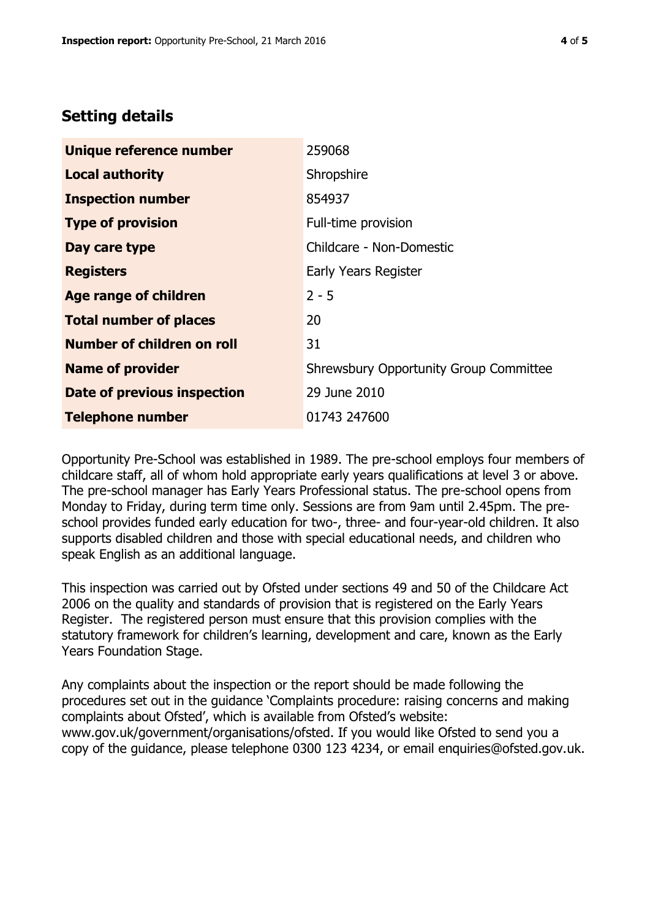## Setting details

| | |
|---|---|
| **Unique reference number** | 259068 |
| **Local authority** | Shropshire |
| **Inspection number** | 854937 |
| **Type of provision** | Full-time provision |
| **Day care type** | Childcare - Non-Domestic |
| **Registers** | Early Years Register |
| **Age range of children** | 2 - 5 |
| **Total number of places** | 20 |
| **Number of children on roll** | 31 |
| **Name of provider** | Shrewsbury Opportunity Group Committee |
| **Date of previous inspection** | 29 June 2010 |
| **Telephone number** | 01743 247600 |

Opportunity Pre-School was established in 1989. The pre-school employs four members of childcare staff, all of whom hold appropriate early years qualifications at level 3 or above. The pre-school manager has Early Years Professional status. The pre-school opens from Monday to Friday, during term time only. Sessions are from 9am until 2.45pm. The pre-school provides funded early education for two-, three- and four-year-old children. It also supports disabled children and those with special educational needs, and children who speak English as an additional language.

This inspection was carried out by Ofsted under sections 49 and 50 of the Childcare Act 2006 on the quality and standards of provision that is registered on the Early Years Register. The registered person must ensure that this provision complies with the statutory framework for children's learning, development and care, known as the Early Years Foundation Stage.

Any complaints about the inspection or the report should be made following the procedures set out in the guidance 'Complaints procedure: raising concerns and making complaints about Ofsted', which is available from Ofsted's website: www.gov.uk/government/organisations/ofsted. If you would like Ofsted to send you a copy of the guidance, please telephone 0300 123 4234, or email enquiries@ofsted.gov.uk.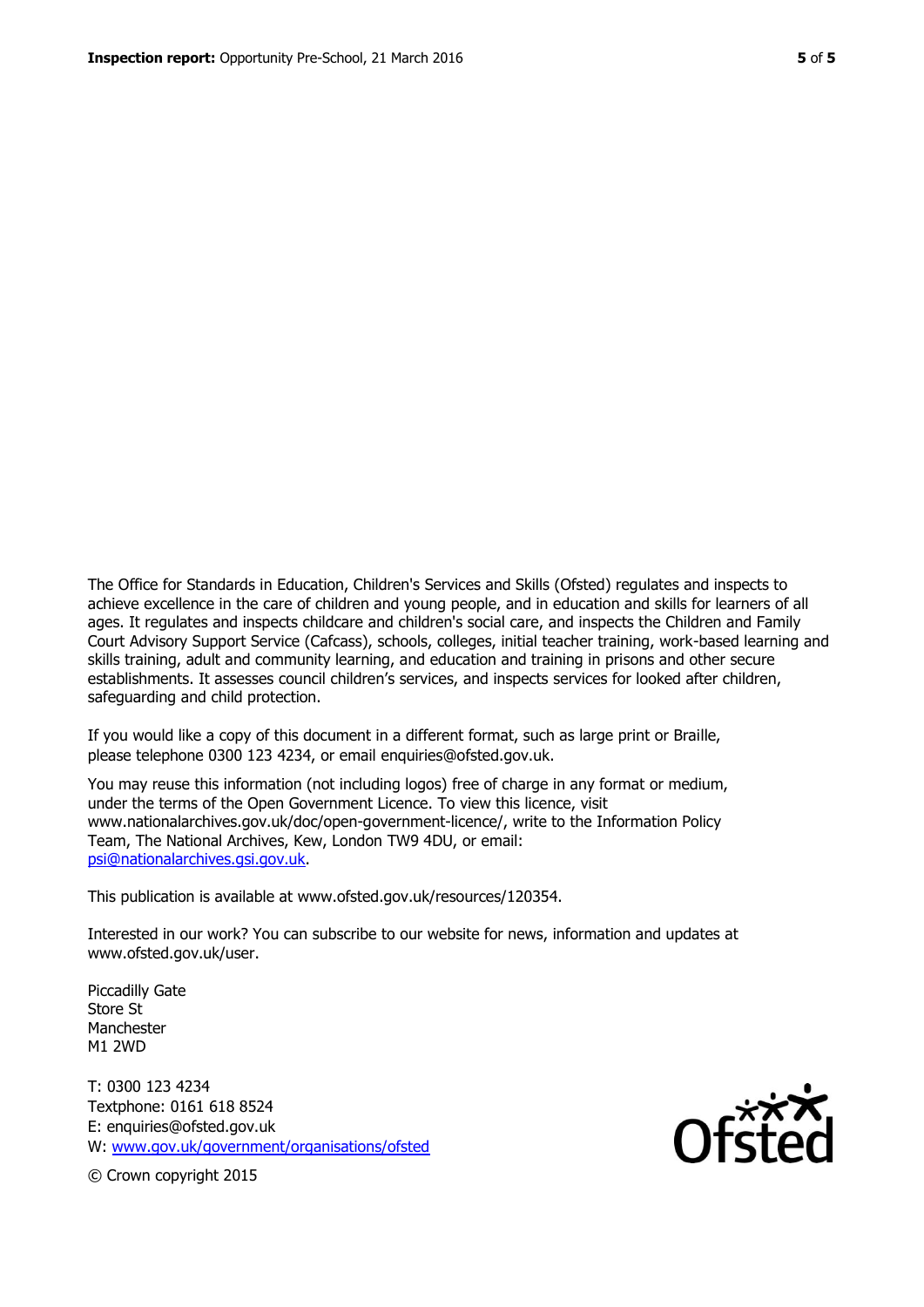The Office for Standards in Education, Children's Services and Skills (Ofsted) regulates and inspects to achieve excellence in the care of children and young people, and in education and skills for learners of all ages. It regulates and inspects childcare and children's social care, and inspects the Children and Family Court Advisory Support Service (Cafcass), schools, colleges, initial teacher training, work-based learning and skills training, adult and community learning, and education and training in prisons and other secure establishments. It assesses council children's services, and inspects services for looked after children, safeguarding and child protection.

If you would like a copy of this document in a different format, such as large print or Braille, please telephone 0300 123 4234, or email enquiries@ofsted.gov.uk.

You may reuse this information (not including logos) free of charge in any format or medium, under the terms of the Open Government Licence. To view this licence, visit www.nationalarchives.gov.uk/doc/open-government-licence/, write to the Information Policy Team, The National Archives, Kew, London TW9 4DU, or email: psi@nationalarchives.gsi.gov.uk.

This publication is available at www.ofsted.gov.uk/resources/120354.

Interested in our work? You can subscribe to our website for news, information and updates at www.ofsted.gov.uk/user.

Piccadilly Gate
Store St
Manchester
M1 2WD

T: 0300 123 4234
Textphone: 0161 618 8524
E: enquiries@ofsted.gov.uk
W: www.gov.uk/government/organisations/ofsted

© Crown copyright 2015

Ofsted